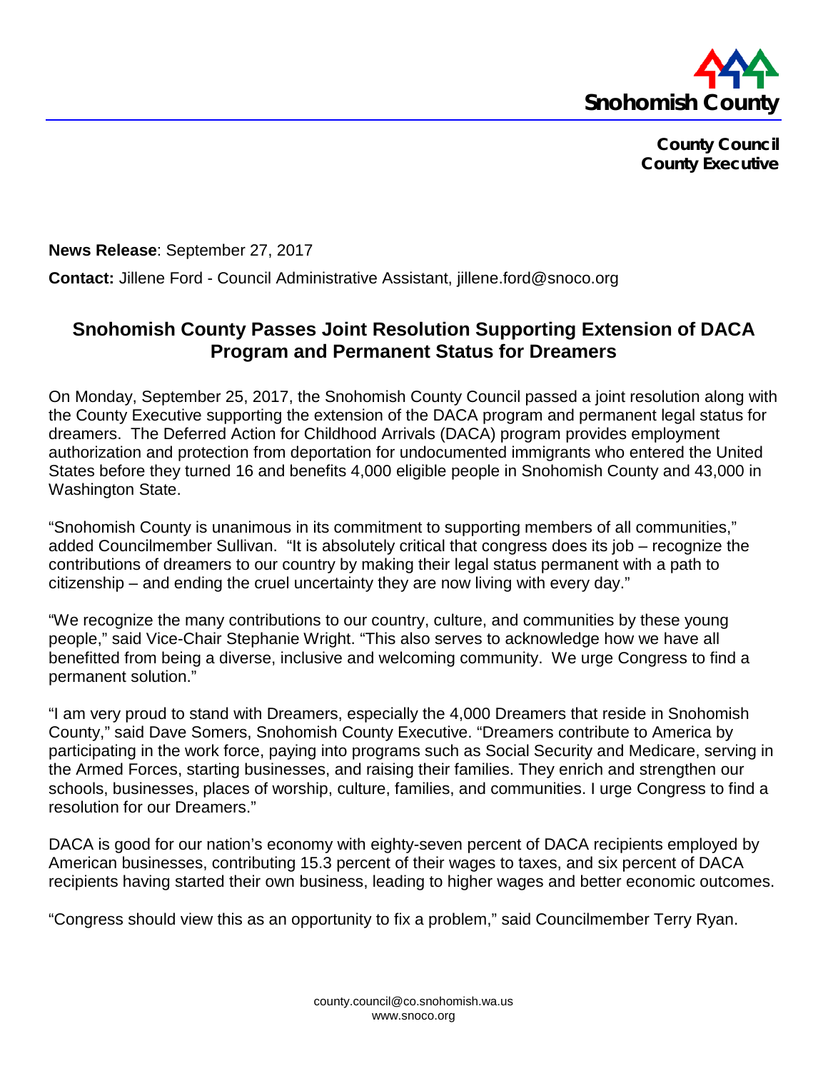**Snohomish County**

**County Council**
**County Executive**

**News Release**: September 27, 2017

**Contact:** Jillene Ford - Council Administrative Assistant, jillene.ford@snoco.org

## Snohomish County Passes Joint Resolution Supporting Extension of DACA Program and Permanent Status for Dreamers

On Monday, September 25, 2017, the Snohomish County Council passed a joint resolution along with the County Executive supporting the extension of the DACA program and permanent legal status for dreamers. The Deferred Action for Childhood Arrivals (DACA) program provides employment authorization and protection from deportation for undocumented immigrants who entered the United States before they turned 16 and benefits 4,000 eligible people in Snohomish County and 43,000 in Washington State.

"Snohomish County is unanimous in its commitment to supporting members of all communities," added Councilmember Sullivan. "It is absolutely critical that congress does its job – recognize the contributions of dreamers to our country by making their legal status permanent with a path to citizenship – and ending the cruel uncertainty they are now living with every day."

"We recognize the many contributions to our country, culture, and communities by these young people," said Vice-Chair Stephanie Wright. "This also serves to acknowledge how we have all benefitted from being a diverse, inclusive and welcoming community. We urge Congress to find a permanent solution."

"I am very proud to stand with Dreamers, especially the 4,000 Dreamers that reside in Snohomish County," said Dave Somers, Snohomish County Executive. "Dreamers contribute to America by participating in the work force, paying into programs such as Social Security and Medicare, serving in the Armed Forces, starting businesses, and raising their families. They enrich and strengthen our schools, businesses, places of worship, culture, families, and communities. I urge Congress to find a resolution for our Dreamers."

DACA is good for our nation's economy with eighty-seven percent of DACA recipients employed by American businesses, contributing 15.3 percent of their wages to taxes, and six percent of DACA recipients having started their own business, leading to higher wages and better economic outcomes.

"Congress should view this as an opportunity to fix a problem," said Councilmember Terry Ryan.

county.council@co.snohomish.wa.us
www.snoco.org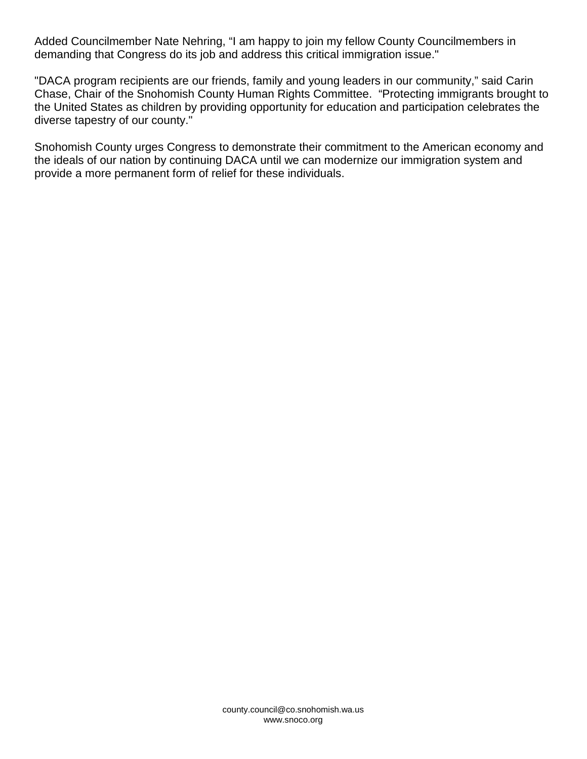Added Councilmember Nate Nehring, “I am happy to join my fellow County Councilmembers in demanding that Congress do its job and address this critical immigration issue."

"DACA program recipients are our friends, family and young leaders in our community,” said Carin Chase, Chair of the Snohomish County Human Rights Committee. “Protecting immigrants brought to the United States as children by providing opportunity for education and participation celebrates the diverse tapestry of our county."

Snohomish County urges Congress to demonstrate their commitment to the American economy and the ideals of our nation by continuing DACA until we can modernize our immigration system and provide a more permanent form of relief for these individuals.

county.council@co.snohomish.wa.us
www.snoco.org